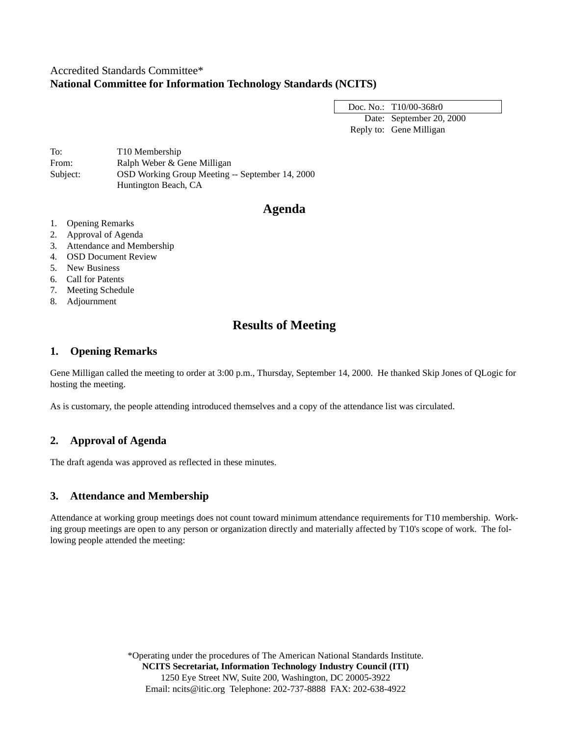Accredited Standards Committee*
**National Committee for Information Technology Standards (NCITS)**

| | |
|---|---|
| Doc. No.: | T10/00-368r0 |
| Date: | September 20, 2000 |
| Reply to: | Gene Milligan |

To: T10 Membership
From: Ralph Weber & Gene Milligan
Subject: OSD Working Group Meeting -- September 14, 2000
Huntington Beach, CA

# Agenda

1. Opening Remarks
2. Approval of Agenda
3. Attendance and Membership
4. OSD Document Review
5. New Business
6. Call for Patents
7. Meeting Schedule
8. Adjournment

# Results of Meeting

## 1. Opening Remarks

Gene Milligan called the meeting to order at 3:00 p.m., Thursday, September 14, 2000. He thanked Skip Jones of QLogic for hosting the meeting.

As is customary, the people attending introduced themselves and a copy of the attendance list was circulated.

## 2. Approval of Agenda

The draft agenda was approved as reflected in these minutes.

## 3. Attendance and Membership

Attendance at working group meetings does not count toward minimum attendance requirements for T10 membership. Working group meetings are open to any person or organization directly and materially affected by T10's scope of work. The following people attended the meeting:

*Operating under the procedures of The American National Standards Institute.
**NCITS Secretariat, Information Technology Industry Council (ITI)**
1250 Eye Street NW, Suite 200, Washington, DC 20005-3922
Email: ncits@itic.org Telephone: 202-737-8888 FAX: 202-638-4922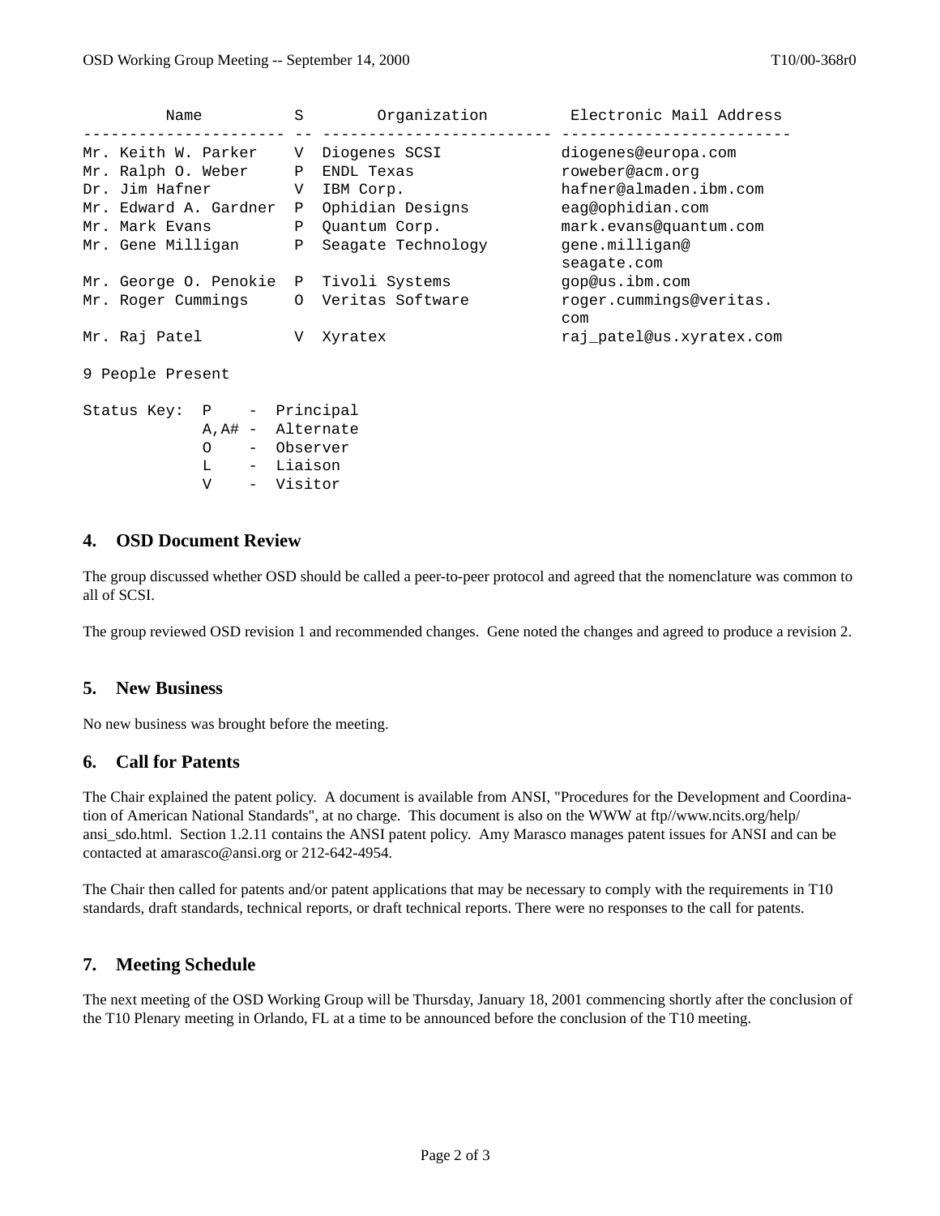| Name | S | Organization | Electronic Mail Address |
| --- | --- | --- | --- |
| Mr. Keith W. Parker | V | Diogenes SCSI | diogenes@europa.com |
| Mr. Ralph O. Weber | P | ENDL Texas | roweber@acm.org |
| Dr. Jim Hafner | V | IBM Corp. | hafner@almaden.ibm.com |
| Mr. Edward A. Gardner | P | Ophidian Designs | eag@ophidian.com |
| Mr. Mark Evans | P | Quantum Corp. | mark.evans@quantum.com |
| Mr. Gene Milligan | P | Seagate Technology | gene.milligan@seagate.com |
| Mr. George O. Penokie | P | Tivoli Systems | gop@us.ibm.com |
| Mr. Roger Cummings | O | Veritas Software | roger.cummings@veritas.com |
| Mr. Raj Patel | V | Xyratex | raj_patel@us.xyratex.com |

9 People Present

```
Status Key:  P    -  Principal
             A,A# -  Alternate
             O    -  Observer
             L    -  Liaison
             V    -  Visitor
```

## 4. OSD Document Review

The group discussed whether OSD should be called a peer-to-peer protocol and agreed that the nomenclature was common to all of SCSI.

The group reviewed OSD revision 1 and recommended changes. Gene noted the changes and agreed to produce a revision 2.

## 5. New Business

No new business was brought before the meeting.

## 6. Call for Patents

The Chair explained the patent policy. A document is available from ANSI, "Procedures for the Development and Coordination of American National Standards", at no charge. This document is also on the WWW at ftp//www.ncits.org/help/ansi_sdo.html. Section 1.2.11 contains the ANSI patent policy. Amy Marasco manages patent issues for ANSI and can be contacted at amarasco@ansi.org or 212-642-4954.

The Chair then called for patents and/or patent applications that may be necessary to comply with the requirements in T10 standards, draft standards, technical reports, or draft technical reports. There were no responses to the call for patents.

## 7. Meeting Schedule

The next meeting of the OSD Working Group will be Thursday, January 18, 2001 commencing shortly after the conclusion of the T10 Plenary meeting in Orlando, FL at a time to be announced before the conclusion of the T10 meeting.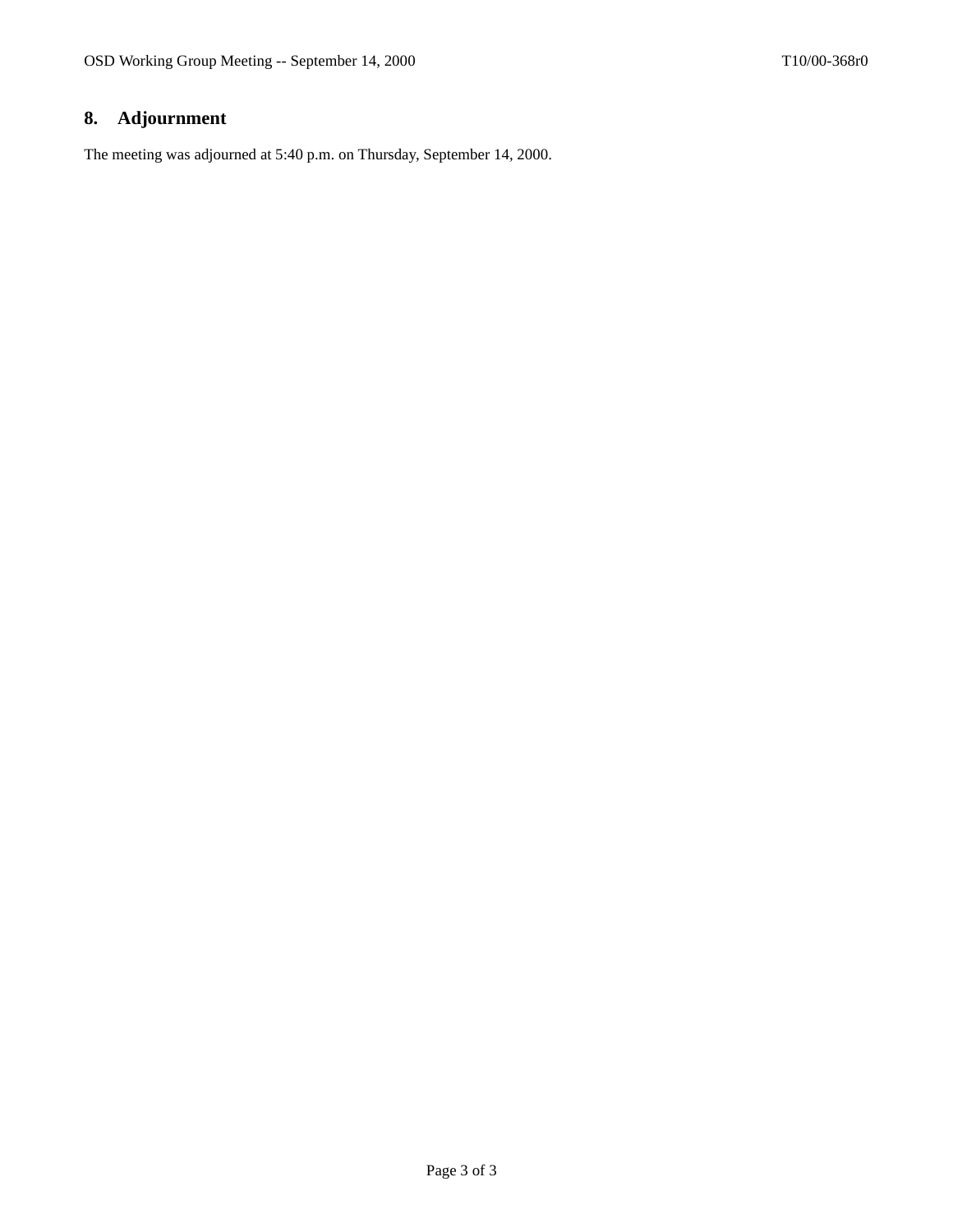## 8. Adjournment

The meeting was adjourned at 5:40 p.m. on Thursday, September 14, 2000.